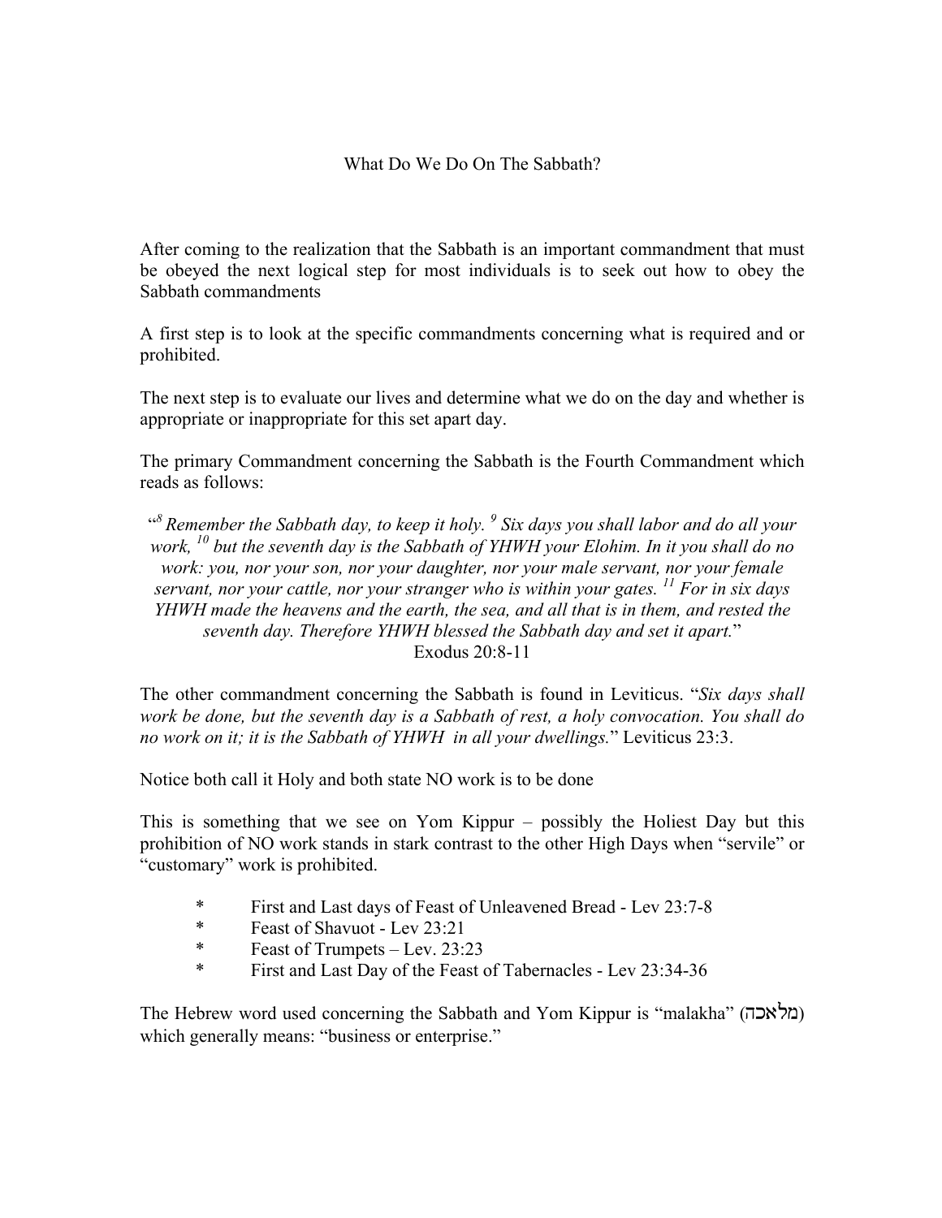# What Do We Do On The Sabbath?

After coming to the realization that the Sabbath is an important commandment that must be obeyed the next logical step for most individuals is to seek out how to obey the Sabbath commandments

A first step is to look at the specific commandments concerning what is required and or prohibited.

The next step is to evaluate our lives and determine what we do on the day and whether is appropriate or inappropriate for this set apart day.

The primary Commandment concerning the Sabbath is the Fourth Commandment which reads as follows:

> "[8] *Remember the Sabbath day, to keep it holy.* [9] *Six days you shall labor and do all your work,* [10] *but the seventh day is the Sabbath of YHWH your Elohim. In it you shall do no work: you, nor your son, nor your daughter, nor your male servant, nor your female servant, nor your cattle, nor your stranger who is within your gates.* [11] *For in six days YHWH made the heavens and the earth, the sea, and all that is in them, and rested the seventh day. Therefore YHWH blessed the Sabbath day and set it apart.*"
> Exodus 20:8-11

The other commandment concerning the Sabbath is found in Leviticus. "*Six days shall work be done, but the seventh day is a Sabbath of rest, a holy convocation. You shall do no work on it; it is the Sabbath of YHWH in all your dwellings.*" Leviticus 23:3.

Notice both call it Holy and both state NO work is to be done

This is something that we see on Yom Kippur – possibly the Holiest Day but this prohibition of NO work stands in stark contrast to the other High Days when "servile" or "customary" work is prohibited.

- First and Last days of Feast of Unleavened Bread - Lev 23:7-8
- Feast of Shavuot - Lev 23:21
- Feast of Trumpets – Lev. 23:23
- First and Last Day of the Feast of Tabernacles - Lev 23:34-36

The Hebrew word used concerning the Sabbath and Yom Kippur is "malakha" (מלאכה) which generally means: "business or enterprise."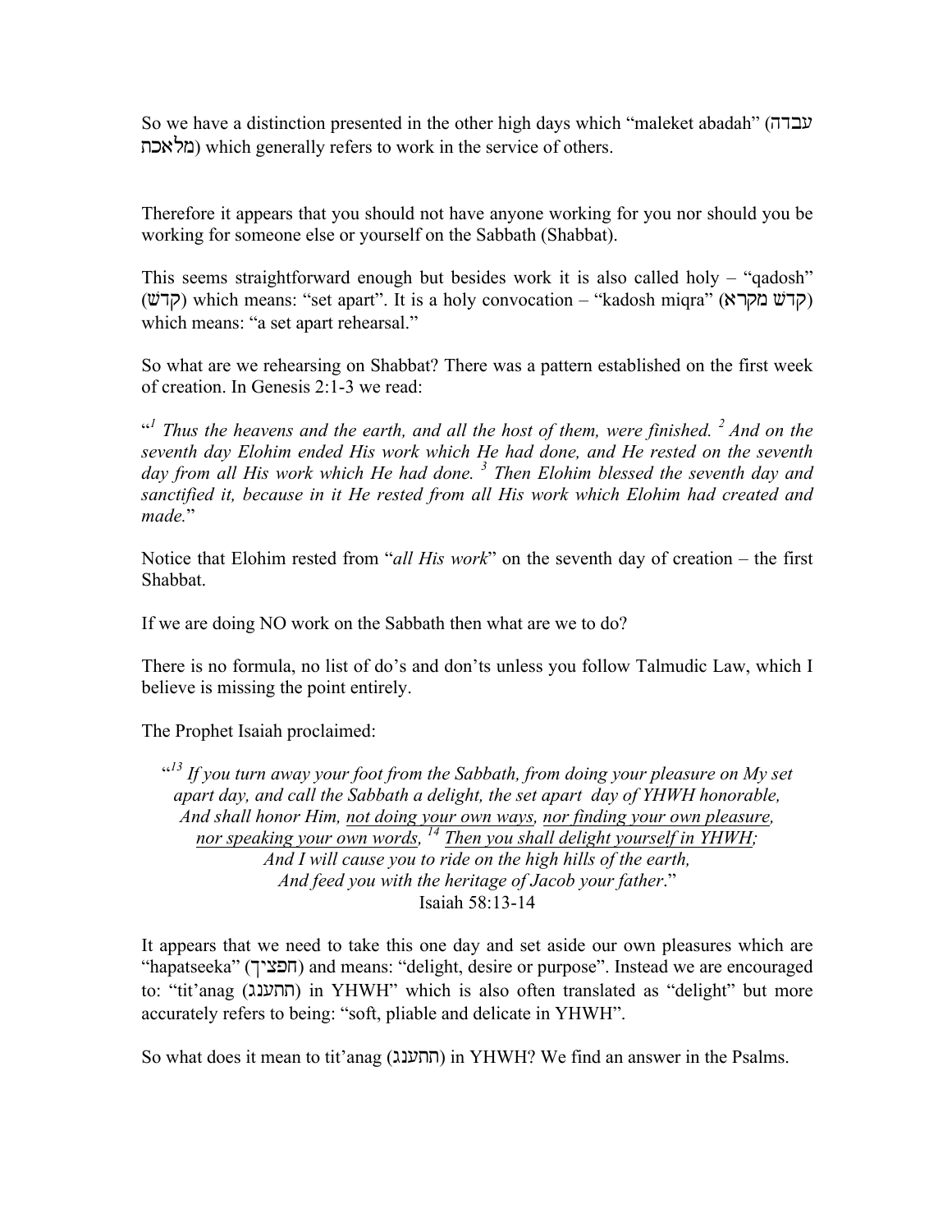So we have a distinction presented in the other high days which "maleket abadah" (עבדה מלאכה) which generally refers to work in the service of others.

Therefore it appears that you should not have anyone working for you nor should you be working for someone else or yourself on the Sabbath (Shabbat).

This seems straightforward enough but besides work it is also called holy – "qadosh" (קדש) which means: "set apart". It is a holy convocation – "kadosh miqra" (קדש מקרא) which means: "a set apart rehearsal."

So what are we rehearsing on Shabbat? There was a pattern established on the first week of creation. In Genesis 2:1-3 we read:

"[1] *Thus the heavens and the earth, and all the host of them, were finished.* [2] *And on the seventh day Elohim ended His work which He had done, and He rested on the seventh day from all His work which He had done.* [3] *Then Elohim blessed the seventh day and sanctified it, because in it He rested from all His work which Elohim had created and made.*"

Notice that Elohim rested from "*all His work*" on the seventh day of creation – the first Shabbat.

If we are doing NO work on the Sabbath then what are we to do?

There is no formula, no list of do's and don'ts unless you follow Talmudic Law, which I believe is missing the point entirely.

The Prophet Isaiah proclaimed:

> "[13] *If you turn away your foot from the Sabbath, from doing your pleasure on My set apart day, and call the Sabbath a delight, the set apart day of YHWH honorable, And shall honor Him, <u>not doing your own ways</u>, <u>nor finding your own pleasure</u>, <u>nor speaking your own words,</u>* [14] *<u>Then you shall delight yourself in YHWH;</u> And I will cause you to ride on the high hills of the earth, And feed you with the heritage of Jacob your father*."
> Isaiah 58:13-14

It appears that we need to take this one day and set aside our own pleasures which are "hapatseeka" (חפציך) and means: "delight, desire or purpose". Instead we are encouraged to: "tit'anag (התענג) in YHWH" which is also often translated as "delight" but more accurately refers to being: "soft, pliable and delicate in YHWH".

So what does it mean to tit'anag (התענג) in YHWH? We find an answer in the Psalms.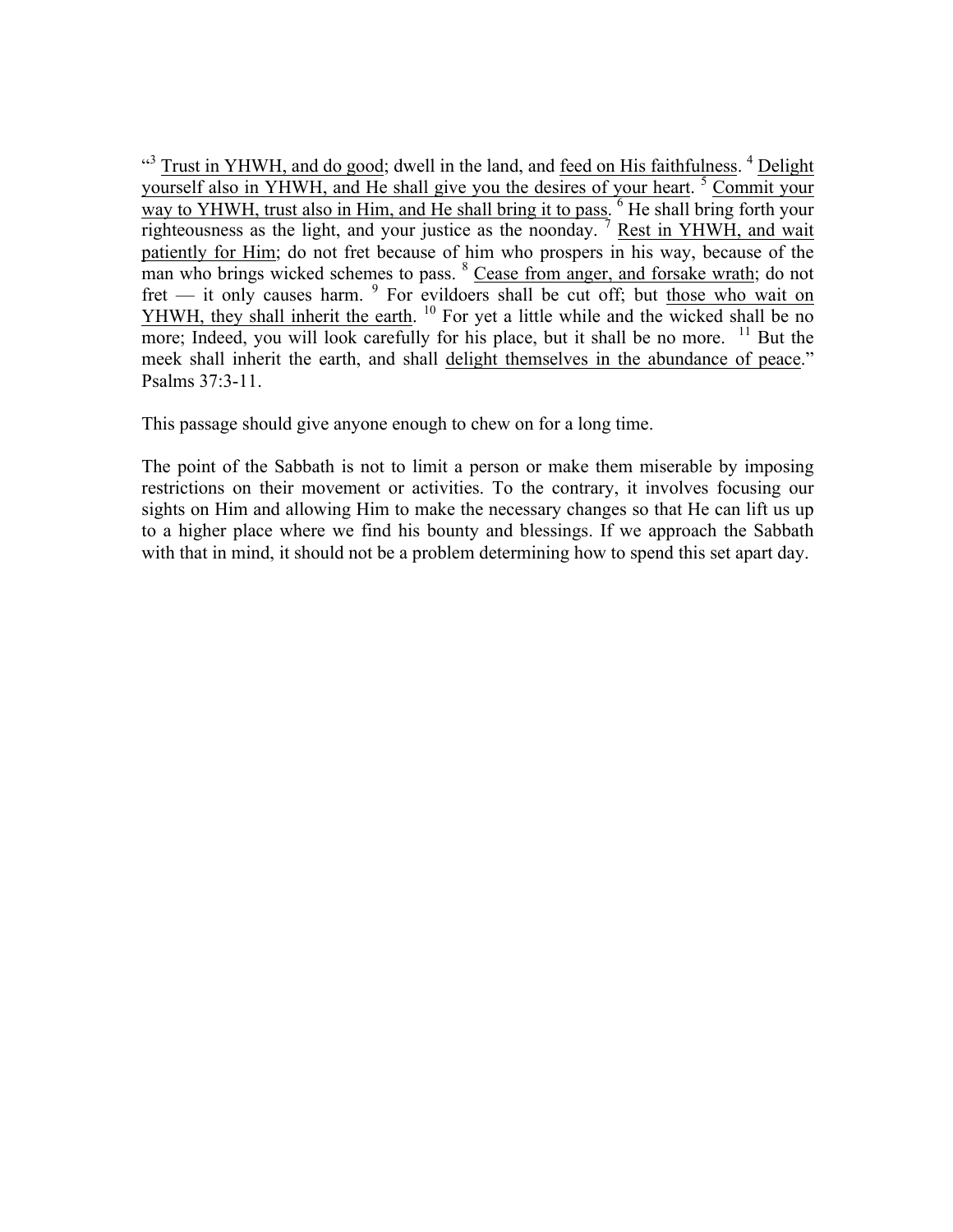"[3] Trust in YHWH, and do good; dwell in the land, and feed on His faithfulness. [4] Delight yourself also in YHWH, and He shall give you the desires of your heart. [5] Commit your way to YHWH, trust also in Him, and He shall bring it to pass. [6] He shall bring forth your righteousness as the light, and your justice as the noonday. [7] Rest in YHWH, and wait patiently for Him; do not fret because of him who prospers in his way, because of the man who brings wicked schemes to pass. [8] Cease from anger, and forsake wrath; do not fret — it only causes harm. [9] For evildoers shall be cut off; but those who wait on YHWH, they shall inherit the earth. [10] For yet a little while and the wicked shall be no more; Indeed, you will look carefully for his place, but it shall be no more. [11] But the meek shall inherit the earth, and shall delight themselves in the abundance of peace." Psalms 37:3-11.

This passage should give anyone enough to chew on for a long time.

The point of the Sabbath is not to limit a person or make them miserable by imposing restrictions on their movement or activities. To the contrary, it involves focusing our sights on Him and allowing Him to make the necessary changes so that He can lift us up to a higher place where we find his bounty and blessings. If we approach the Sabbath with that in mind, it should not be a problem determining how to spend this set apart day.